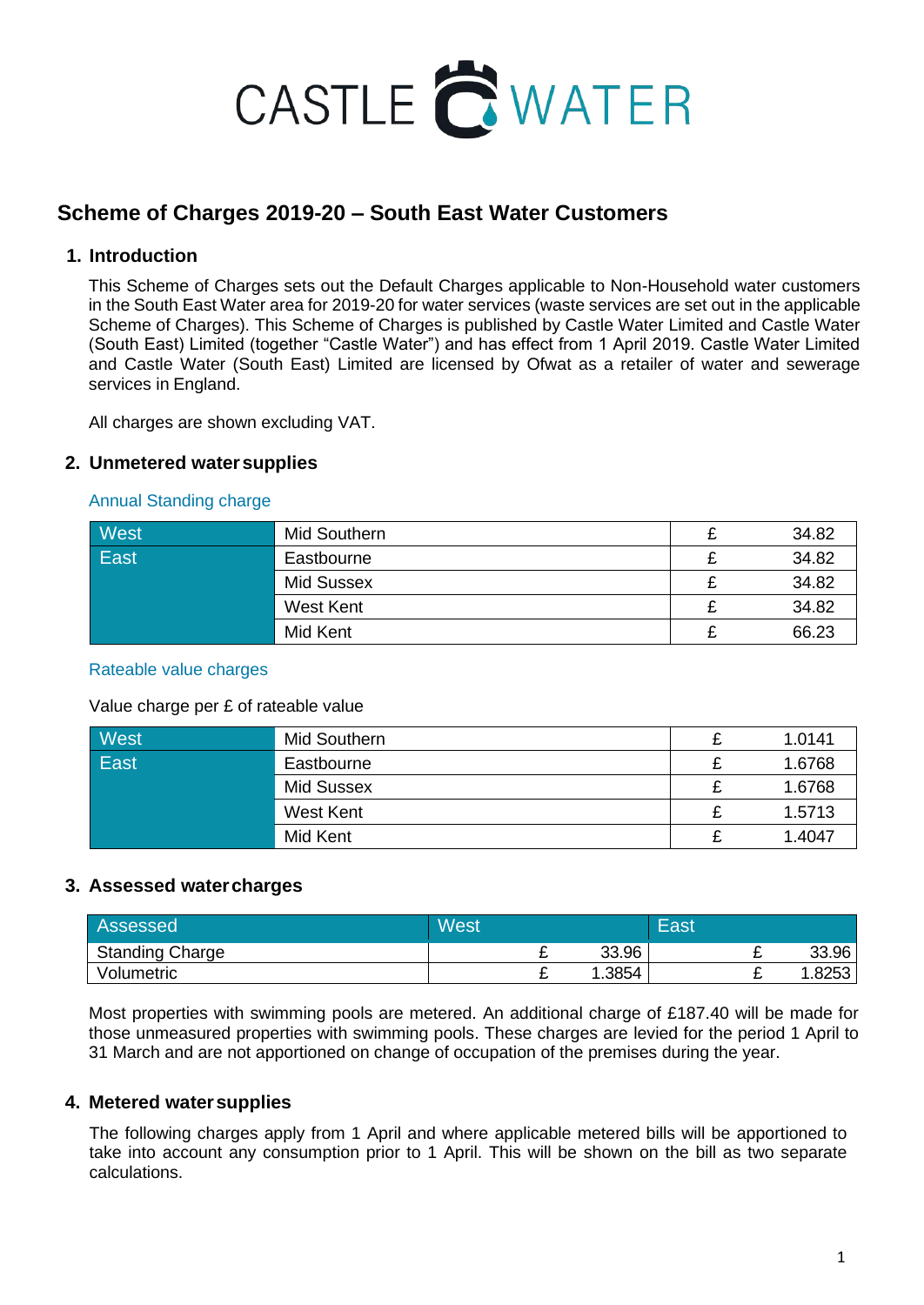CASTLE WATER

# Scheme of Charges 2019-20 – South East Water Customers

## 1. Introduction

This Scheme of Charges sets out the Default Charges applicable to Non-Household water customers in the South East Water area for 2019-20 for water services (waste services are set out in the applicable Scheme of Charges). This Scheme of Charges is published by Castle Water Limited and Castle Water (South East) Limited (together "Castle Water") and has effect from 1 April 2019. Castle Water Limited and Castle Water (South East) Limited are licensed by Ofwat as a retailer of water and sewerage services in England.

All charges are shown excluding VAT.

## 2. Unmetered water supplies

### Annual Standing charge

| | | | |
|---|---|---|---|
| West | Mid Southern | £ | 34.82 |
| East | Eastbourne | £ | 34.82 |
| | Mid Sussex | £ | 34.82 |
| | West Kent | £ | 34.82 |
| | Mid Kent | £ | 66.23 |

### Rateable value charges

Value charge per £ of rateable value

| | | | |
|---|---|---|---|
| West | Mid Southern | £ | 1.0141 |
| East | Eastbourne | £ | 1.6768 |
| | Mid Sussex | £ | 1.6768 |
| | West Kent | £ | 1.5713 |
| | Mid Kent | £ | 1.4047 |

## 3. Assessed water charges

| Assessed | West | | East | |
|---|---|---|---|---|
| Standing Charge | £ | 33.96 | £ | 33.96 |
| Volumetric | £ | 1.3854 | £ | 1.8253 |

Most properties with swimming pools are metered. An additional charge of £187.40 will be made for those unmeasured properties with swimming pools. These charges are levied for the period 1 April to 31 March and are not apportioned on change of occupation of the premises during the year.

## 4. Metered water supplies

The following charges apply from 1 April and where applicable metered bills will be apportioned to take into account any consumption prior to 1 April. This will be shown on the bill as two separate calculations.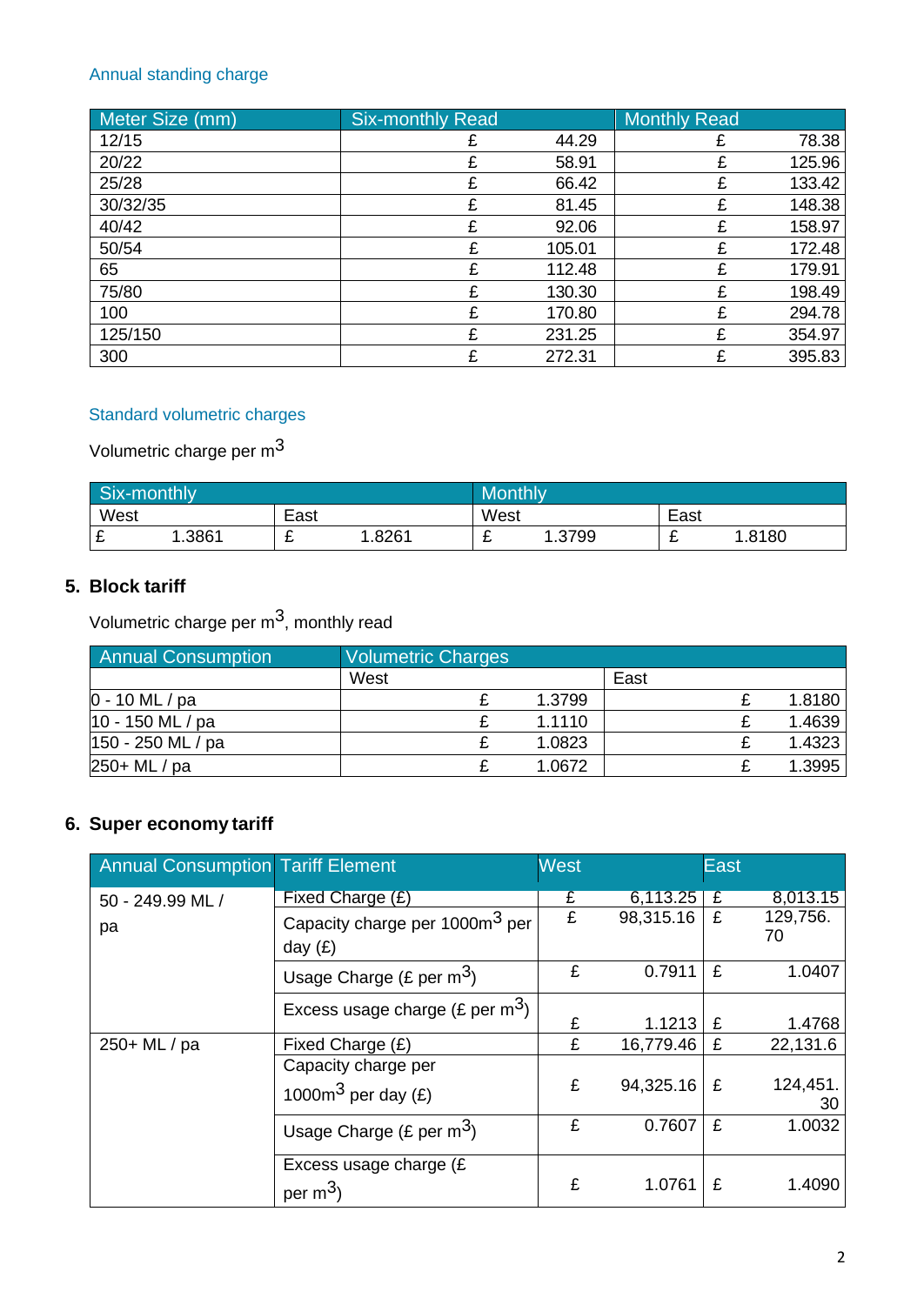Annual standing charge

| Meter Size (mm) | Six-monthly Read | Monthly Read |
|---|---|---|
| 12/15 | £ 44.29 | £ 78.38 |
| 20/22 | £ 58.91 | £ 125.96 |
| 25/28 | £ 66.42 | £ 133.42 |
| 30/32/35 | £ 81.45 | £ 148.38 |
| 40/42 | £ 92.06 | £ 158.97 |
| 50/54 | £ 105.01 | £ 172.48 |
| 65 | £ 112.48 | £ 179.91 |
| 75/80 | £ 130.30 | £ 198.49 |
| 100 | £ 170.80 | £ 294.78 |
| 125/150 | £ 231.25 | £ 354.97 |
| 300 | £ 272.31 | £ 395.83 |

Standard volumetric charges

Volumetric charge per $m^3$

| Six-monthly | | Monthly | |
|---|---|---|---|
| West | East | West | East |
| £ 1.3861 | £ 1.8261 | £ 1.3799 | £ 1.8180 |

## 5. Block tariff

Volumetric charge per $m^3$, monthly read

| Annual Consumption | Volumetric Charges | |
|---|---|---|
| | West | East |
| 0 - 10 ML / pa | £ 1.3799 | £ 1.8180 |
| 10 - 150 ML / pa | £ 1.1110 | £ 1.4639 |
| 150 - 250 ML / pa | £ 1.0823 | £ 1.4323 |
| 250+ ML / pa | £ 1.0672 | £ 1.3995 |

## 6. Super economy tariff

| Annual Consumption | Tariff Element | West | East |
|---|---|---|---|
| 50 - 249.99 ML / pa | Fixed Charge (£) | £ 6,113.25 | £ 8,013.15 |
| | Capacity charge per 1000$m^3$ per day (£) | £ 98,315.16 | £ 129,756.70 |
| | Usage Charge (£ per $m^3$) | £ 0.7911 | £ 1.0407 |
| | Excess usage charge (£ per $m^3$) | £ 1.1213 | £ 1.4768 |
| 250+ ML / pa | Fixed Charge (£) | £ 16,779.46 | £ 22,131.6 |
| | Capacity charge per 1000$m^3$ per day (£) | £ 94,325.16 | £ 124,451.30 |
| | Usage Charge (£ per $m^3$) | £ 0.7607 | £ 1.0032 |
| | Excess usage charge (£ per $m^3$) | £ 1.0761 | £ 1.4090 |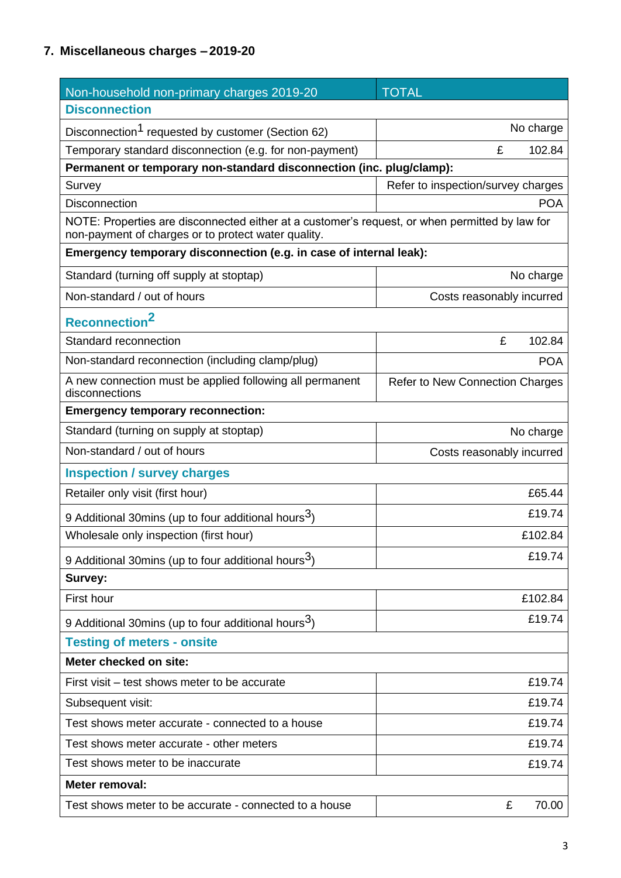## 7. Miscellaneous charges – 2019-20

| Non-household non-primary charges 2019-20 | TOTAL |
|---|---|
| **Disconnection** | |
| Disconnection[1] requested by customer (Section 62) | No charge |
| Temporary standard disconnection (e.g. for non-payment) | £ 102.84 |
| **Permanent or temporary non-standard disconnection (inc. plug/clamp):** | |
| Survey | Refer to inspection/survey charges |
| Disconnection | POA |
| NOTE: Properties are disconnected either at a customer's request, or when permitted by law for non-payment of charges or to protect water quality. | |
| **Emergency temporary disconnection (e.g. in case of internal leak):** | |
| Standard (turning off supply at stoptap) | No charge |
| Non-standard / out of hours | Costs reasonably incurred |
| **Reconnection[2]** | |
| Standard reconnection | £ 102.84 |
| Non-standard reconnection (including clamp/plug) | POA |
| A new connection must be applied following all permanent disconnections | Refer to New Connection Charges |
| **Emergency temporary reconnection:** | |
| Standard (turning on supply at stoptap) | No charge |
| Non-standard / out of hours | Costs reasonably incurred |
| **Inspection / survey charges** | |
| Retailer only visit (first hour) | £65.44 |
| 9 Additional 30mins (up to four additional hours[3]) | £19.74 |
| Wholesale only inspection (first hour) | £102.84 |
| 9 Additional 30mins (up to four additional hours[3]) | £19.74 |
| **Survey:** | |
| First hour | £102.84 |
| 9 Additional 30mins (up to four additional hours[3]) | £19.74 |
| **Testing of meters - onsite** | |
| **Meter checked on site:** | |
| First visit – test shows meter to be accurate | £19.74 |
| Subsequent visit: | £19.74 |
| Test shows meter accurate - connected to a house | £19.74 |
| Test shows meter accurate - other meters | £19.74 |
| Test shows meter to be inaccurate | £19.74 |
| **Meter removal:** | |
| Test shows meter to be accurate - connected to a house | £ 70.00 |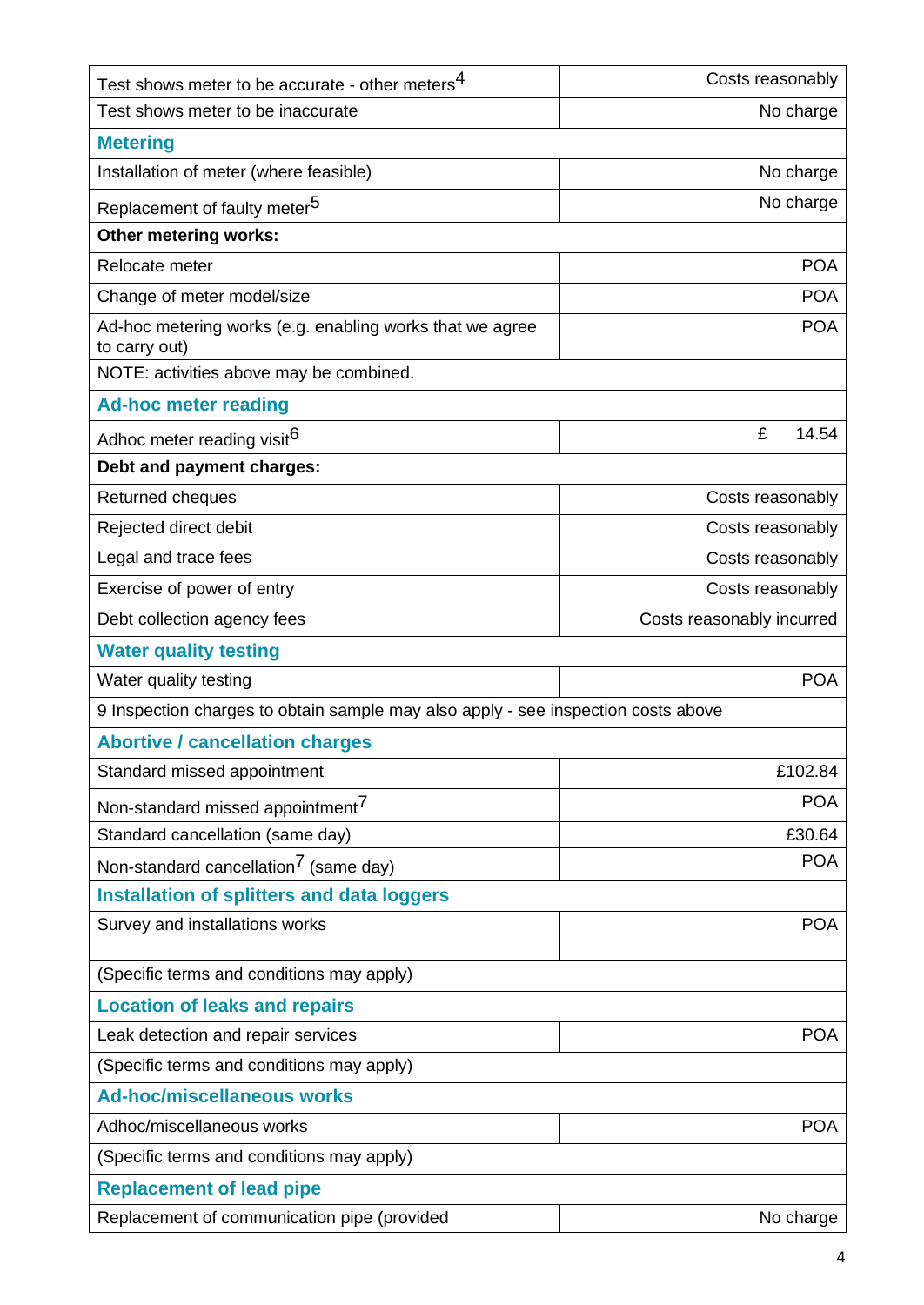| | |
|---|---|
| Test shows meter to be accurate - other meters[4] | Costs reasonably |
| Test shows meter to be inaccurate | No charge |
| **Metering** | |
| Installation of meter (where feasible) | No charge |
| Replacement of faulty meter[5] | No charge |
| **Other metering works:** | |
| Relocate meter | POA |
| Change of meter model/size | POA |
| Ad-hoc metering works (e.g. enabling works that we agree to carry out) | POA |
| NOTE: activities above may be combined. | |
| **Ad-hoc meter reading** | |
| Adhoc meter reading visit[6] | £ 14.54 |
| **Debt and payment charges:** | |
| Returned cheques | Costs reasonably |
| Rejected direct debit | Costs reasonably |
| Legal and trace fees | Costs reasonably |
| Exercise of power of entry | Costs reasonably |
| Debt collection agency fees | Costs reasonably incurred |
| **Water quality testing** | |
| Water quality testing | POA |
| 9 Inspection charges to obtain sample may also apply - see inspection costs above | |
| **Abortive / cancellation charges** | |
| Standard missed appointment | £102.84 |
| Non-standard missed appointment[7] | POA |
| Standard cancellation (same day) | £30.64 |
| Non-standard cancellation[7] (same day) | POA |
| **Installation of splitters and data loggers** | |
| Survey and installations works | POA |
| (Specific terms and conditions may apply) | |
| **Location of leaks and repairs** | |
| Leak detection and repair services | POA |
| (Specific terms and conditions may apply) | |
| **Ad-hoc/miscellaneous works** | |
| Adhoc/miscellaneous works | POA |
| (Specific terms and conditions may apply) | |
| **Replacement of lead pipe** | |
| Replacement of communication pipe (provided | No charge |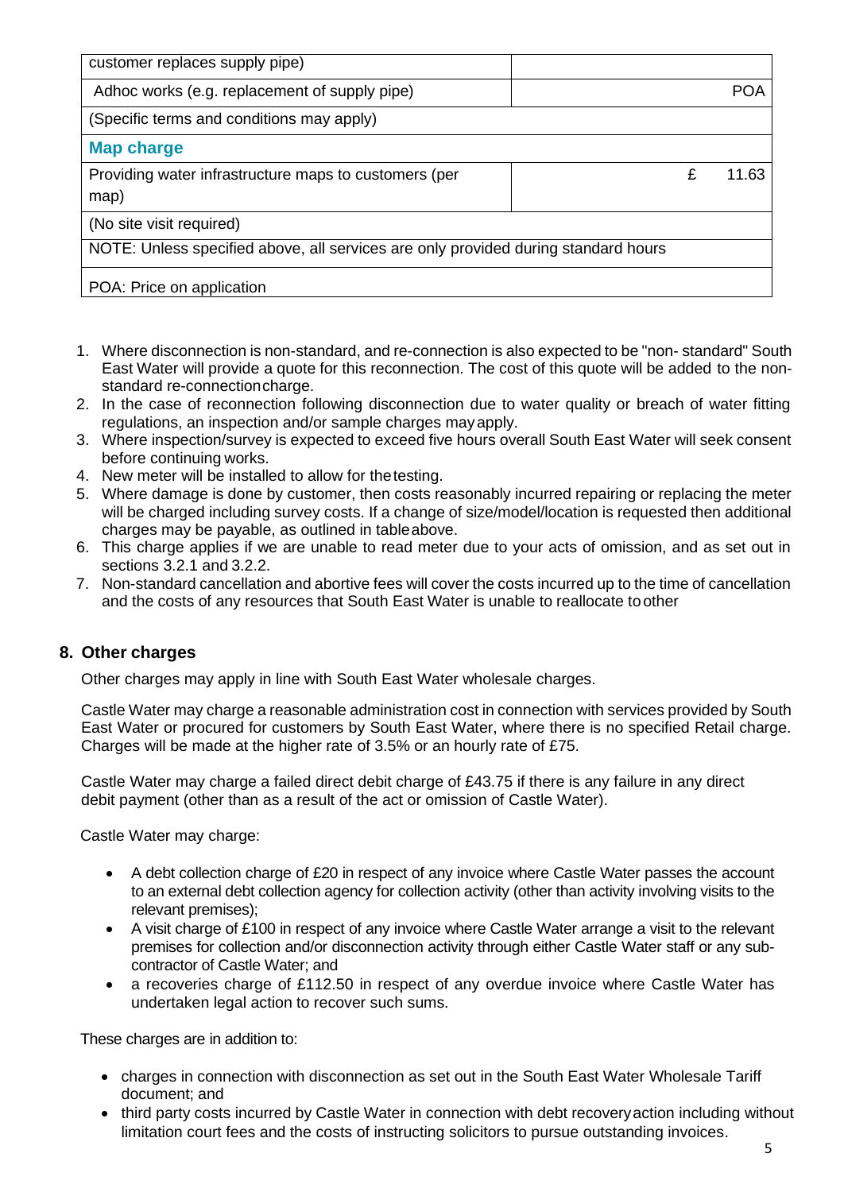| | |
|---|---|
| customer replaces supply pipe) | |
| Adhoc works (e.g. replacement of supply pipe) | POA |
| (Specific terms and conditions may apply) | |
| **Map charge** | |
| Providing water infrastructure maps to customers (per map) | £ 11.63 |
| (No site visit required) | |
| NOTE: Unless specified above, all services are only provided during standard hours | |
| POA: Price on application | |

1. Where disconnection is non-standard, and re-connection is also expected to be "non- standard" South East Water will provide a quote for this reconnection. The cost of this quote will be added to the non-standard re-connection charge.
2. In the case of reconnection following disconnection due to water quality or breach of water fitting regulations, an inspection and/or sample charges may apply.
3. Where inspection/survey is expected to exceed five hours overall South East Water will seek consent before continuing works.
4. New meter will be installed to allow for the testing.
5. Where damage is done by customer, then costs reasonably incurred repairing or replacing the meter will be charged including survey costs. If a change of size/model/location is requested then additional charges may be payable, as outlined in table above.
6. This charge applies if we are unable to read meter due to your acts of omission, and as set out in sections 3.2.1 and 3.2.2.
7. Non-standard cancellation and abortive fees will cover the costs incurred up to the time of cancellation and the costs of any resources that South East Water is unable to reallocate to other

## 8. Other charges

Other charges may apply in line with South East Water wholesale charges.

Castle Water may charge a reasonable administration cost in connection with services provided by South East Water or procured for customers by South East Water, where there is no specified Retail charge. Charges will be made at the higher rate of 3.5% or an hourly rate of £75.

Castle Water may charge a failed direct debit charge of £43.75 if there is any failure in any direct debit payment (other than as a result of the act or omission of Castle Water).

Castle Water may charge:

- A debt collection charge of £20 in respect of any invoice where Castle Water passes the account to an external debt collection agency for collection activity (other than activity involving visits to the relevant premises);
- A visit charge of £100 in respect of any invoice where Castle Water arrange a visit to the relevant premises for collection and/or disconnection activity through either Castle Water staff or any sub-contractor of Castle Water; and
- a recoveries charge of £112.50 in respect of any overdue invoice where Castle Water has undertaken legal action to recover such sums.

These charges are in addition to:

- charges in connection with disconnection as set out in the South East Water Wholesale Tariff document; and
- third party costs incurred by Castle Water in connection with debt recovery action including without limitation court fees and the costs of instructing solicitors to pursue outstanding invoices.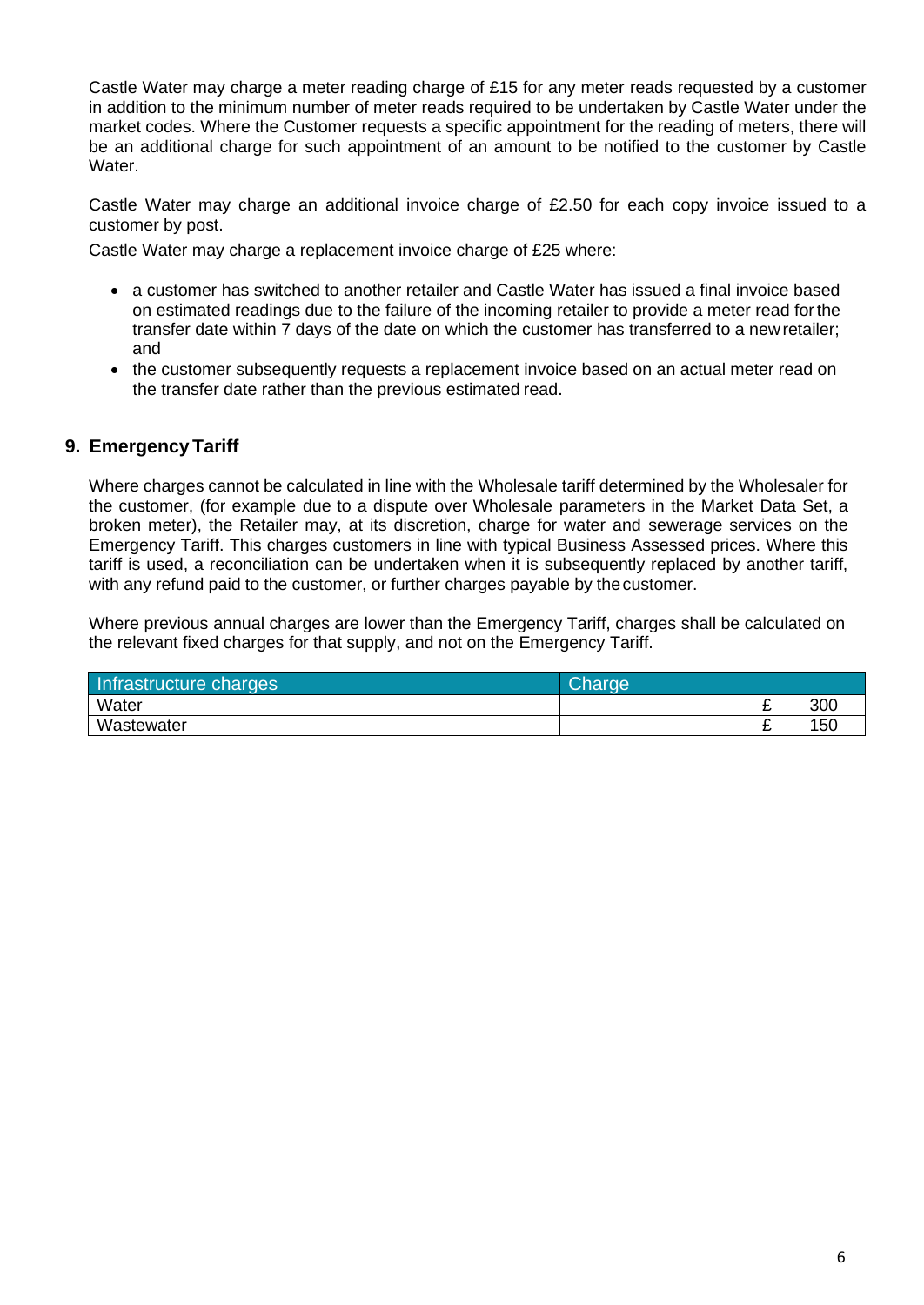Castle Water may charge a meter reading charge of £15 for any meter reads requested by a customer in addition to the minimum number of meter reads required to be undertaken by Castle Water under the market codes. Where the Customer requests a specific appointment for the reading of meters, there will be an additional charge for such appointment of an amount to be notified to the customer by Castle Water.

Castle Water may charge an additional invoice charge of £2.50 for each copy invoice issued to a customer by post.

Castle Water may charge a replacement invoice charge of £25 where:

- a customer has switched to another retailer and Castle Water has issued a final invoice based on estimated readings due to the failure of the incoming retailer to provide a meter read for the transfer date within 7 days of the date on which the customer has transferred to a new retailer; and
- the customer subsequently requests a replacement invoice based on an actual meter read on the transfer date rather than the previous estimated read.

## 9. Emergency Tariff

Where charges cannot be calculated in line with the Wholesale tariff determined by the Wholesaler for the customer, (for example due to a dispute over Wholesale parameters in the Market Data Set, a broken meter), the Retailer may, at its discretion, charge for water and sewerage services on the Emergency Tariff. This charges customers in line with typical Business Assessed prices. Where this tariff is used, a reconciliation can be undertaken when it is subsequently replaced by another tariff, with any refund paid to the customer, or further charges payable by the customer.

Where previous annual charges are lower than the Emergency Tariff, charges shall be calculated on the relevant fixed charges for that supply, and not on the Emergency Tariff.

| Infrastructure charges | Charge |
|---|---|
| Water | £ 300 |
| Wastewater | £ 150 |